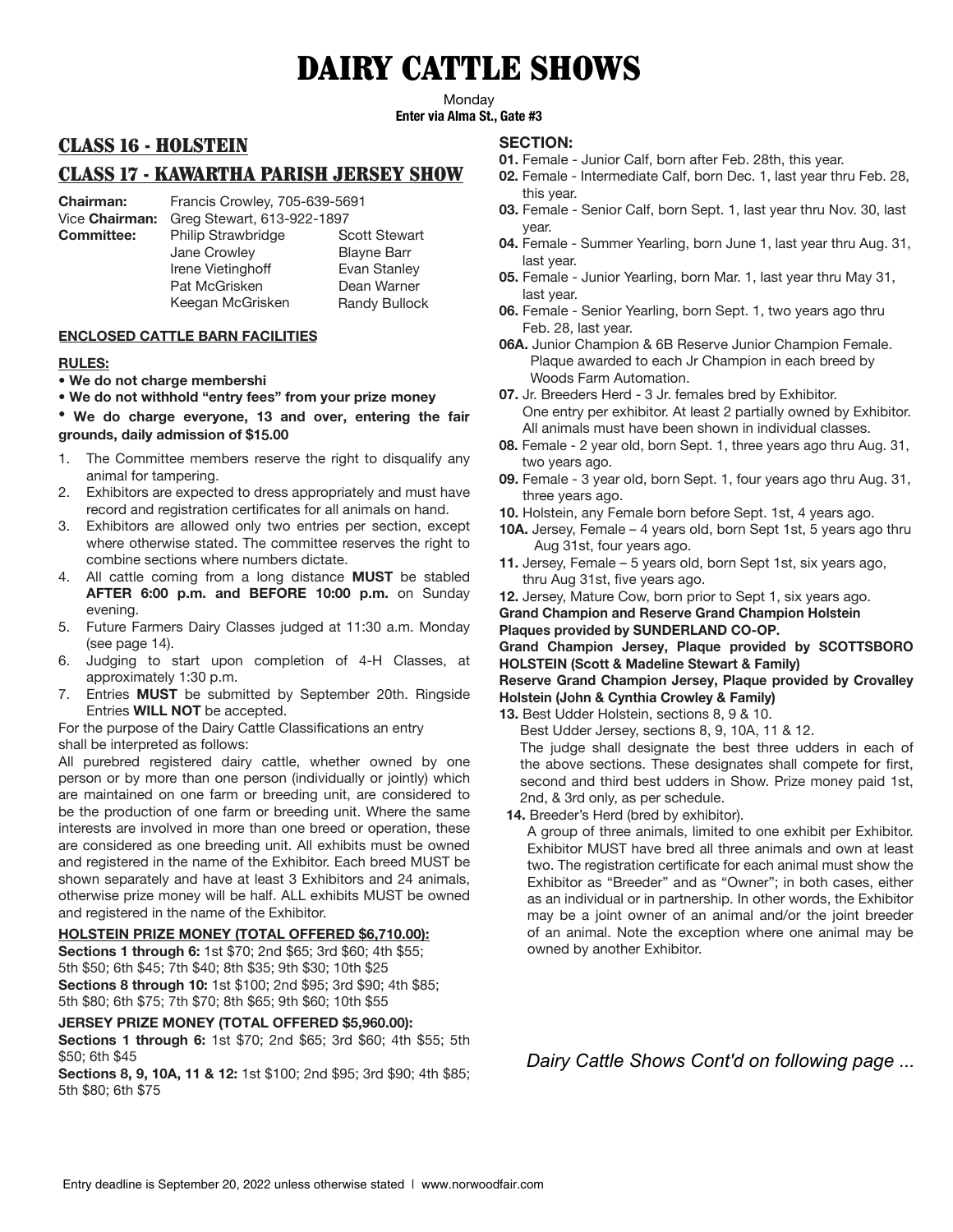# DAIRY CATTLE SHOWS

Monday
**Enter via Alma St., Gate #3**

## CLASS 16 - HOLSTEIN

## CLASS 17 - KAWARTHA PARISH JERSEY SHOW

**Chairman:** Francis Crowley, 705-639-5691
Vice **Chairman:** Greg Stewart, 613-922-1897
**Committee:** Philip Strawbridge, Jane Crowley, Irene Vietinghoff, Pat McGrisken, Keegan McGrisken, Scott Stewart, Blayne Barr, Evan Stanley, Dean Warner, Randy Bullock

**ENCLOSED CATTLE BARN FACILITIES**

**RULES:**

- **We do not charge membershi**
- **We do not withhold "entry fees" from your prize money**
- **We do charge everyone, 13 and over, entering the fair grounds, daily admission of $15.00**

1. The Committee members reserve the right to disqualify any animal for tampering.
2. Exhibitors are expected to dress appropriately and must have record and registration certificates for all animals on hand.
3. Exhibitors are allowed only two entries per section, except where otherwise stated. The committee reserves the right to combine sections where numbers dictate.
4. All cattle coming from a long distance **MUST** be stabled **AFTER 6:00 p.m. and BEFORE 10:00 p.m.** on Sunday evening.
5. Future Farmers Dairy Classes judged at 11:30 a.m. Monday (see page 14).
6. Judging to start upon completion of 4-H Classes, at approximately 1:30 p.m.
7. Entries **MUST** be submitted by September 20th. Ringside Entries **WILL NOT** be accepted.

For the purpose of the Dairy Cattle Classifications an entry shall be interpreted as follows:

All purebred registered dairy cattle, whether owned by one person or by more than one person (individually or jointly) which are maintained on one farm or breeding unit, are considered to be the production of one farm or breeding unit. Where the same interests are involved in more than one breed or operation, these are considered as one breeding unit. All exhibits must be owned and registered in the name of the Exhibitor. Each breed MUST be shown separately and have at least 3 Exhibitors and 24 animals, otherwise prize money will be half. ALL exhibits MUST be owned and registered in the name of the Exhibitor.

**HOLSTEIN PRIZE MONEY (TOTAL OFFERED $6,710.00):**

**Sections 1 through 6:** 1st $70; 2nd $65; 3rd $60; 4th $55; 5th $50; 6th $45; 7th $40; 8th $35; 9th $30; 10th $25
**Sections 8 through 10:** 1st $100; 2nd $95; 3rd $90; 4th $85; 5th $80; 6th $75; 7th $70; 8th $65; 9th $60; 10th $55

**JERSEY PRIZE MONEY (TOTAL OFFERED $5,960.00):**

**Sections 1 through 6:** 1st $70; 2nd $65; 3rd $60; 4th $55; 5th $50; 6th $45
**Sections 8, 9, 10A, 11 & 12:** 1st $100; 2nd $95; 3rd $90; 4th $85; 5th $80; 6th $75

**SECTION:**

**01.** Female - Junior Calf, born after Feb. 28th, this year.
**02.** Female - Intermediate Calf, born Dec. 1, last year thru Feb. 28, this year.
**03.** Female - Senior Calf, born Sept. 1, last year thru Nov. 30, last year.
**04.** Female - Summer Yearling, born June 1, last year thru Aug. 31, last year.
**05.** Female - Junior Yearling, born Mar. 1, last year thru May 31, last year.
**06.** Female - Senior Yearling, born Sept. 1, two years ago thru Feb. 28, last year.
**06A.** Junior Champion & 6B Reserve Junior Champion Female. Plaque awarded to each Jr Champion in each breed by Woods Farm Automation.
**07.** Jr. Breeders Herd - 3 Jr. females bred by Exhibitor. One entry per exhibitor. At least 2 partially owned by Exhibitor. All animals must have been shown in individual classes.
**08.** Female - 2 year old, born Sept. 1, three years ago thru Aug. 31, two years ago.
**09.** Female - 3 year old, born Sept. 1, four years ago thru Aug. 31, three years ago.
**10.** Holstein, any Female born before Sept. 1st, 4 years ago.
**10A.** Jersey, Female – 4 years old, born Sept 1st, 5 years ago thru Aug 31st, four years ago.
**11.** Jersey, Female – 5 years old, born Sept 1st, six years ago, thru Aug 31st, five years ago.
**12.** Jersey, Mature Cow, born prior to Sept 1, six years ago.

**Grand Champion and Reserve Grand Champion Holstein Plaques provided by SUNDERLAND CO-OP.**

**Grand Champion Jersey, Plaque provided by SCOTTSBORO HOLSTEIN (Scott & Madeline Stewart & Family)**

**Reserve Grand Champion Jersey, Plaque provided by Crovalley Holstein (John & Cynthia Crowley & Family)**

**13.** Best Udder Holstein, sections 8, 9 & 10.
Best Udder Jersey, sections 8, 9, 10A, 11 & 12.
The judge shall designate the best three udders in each of the above sections. These designates shall compete for first, second and third best udders in Show. Prize money paid 1st, 2nd, & 3rd only, as per schedule.

**14.** Breeder's Herd (bred by exhibitor).
A group of three animals, limited to one exhibit per Exhibitor. Exhibitor MUST have bred all three animals and own at least two. The registration certificate for each animal must show the Exhibitor as "Breeder" and as "Owner"; in both cases, either as an individual or in partnership. In other words, the Exhibitor may be a joint owner of an animal and/or the joint breeder of an animal. Note the exception where one animal may be owned by another Exhibitor.

*Dairy Cattle Shows Cont'd on following page ...*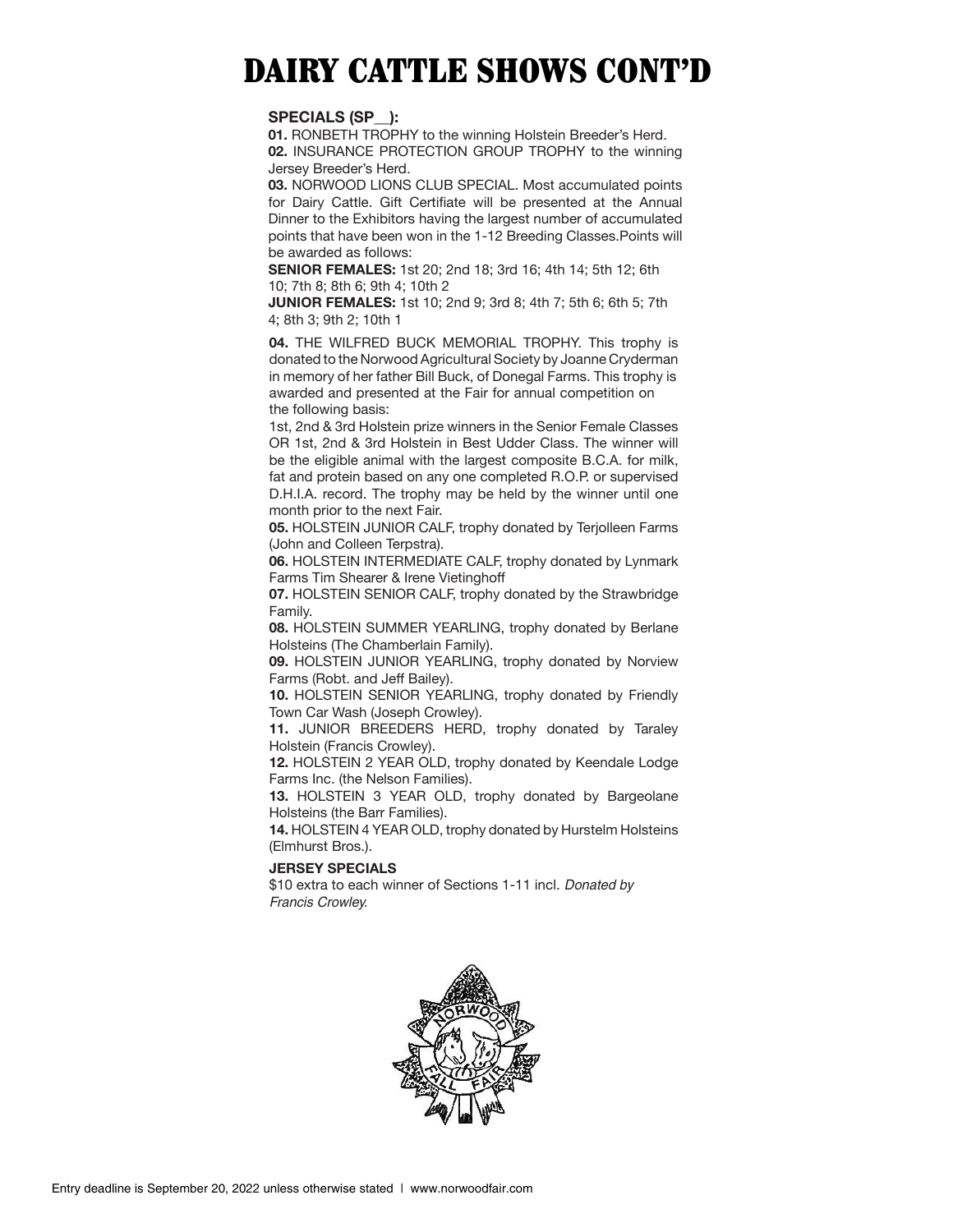# DAIRY CATTLE SHOWS CONT'D

**SPECIALS (SP__):**

**01.** RONBETH TROPHY to the winning Holstein Breeder's Herd.

**02.** INSURANCE PROTECTION GROUP TROPHY to the winning Jersey Breeder's Herd.

**03.** NORWOOD LIONS CLUB SPECIAL. Most accumulated points for Dairy Cattle. Gift Certifiate will be presented at the Annual Dinner to the Exhibitors having the largest number of accumulated points that have been won in the 1-12 Breeding Classes.Points will be awarded as follows:

**SENIOR FEMALES:** 1st 20; 2nd 18; 3rd 16; 4th 14; 5th 12; 6th 10; 7th 8; 8th 6; 9th 4; 10th 2

**JUNIOR FEMALES:** 1st 10; 2nd 9; 3rd 8; 4th 7; 5th 6; 6th 5; 7th 4; 8th 3; 9th 2; 10th 1

**04.** THE WILFRED BUCK MEMORIAL TROPHY. This trophy is donated to the Norwood Agricultural Society by Joanne Cryderman in memory of her father Bill Buck, of Donegal Farms. This trophy is awarded and presented at the Fair for annual competition on the following basis:

1st, 2nd & 3rd Holstein prize winners in the Senior Female Classes OR 1st, 2nd & 3rd Holstein in Best Udder Class. The winner will be the eligible animal with the largest composite B.C.A. for milk, fat and protein based on any one completed R.O.P. or supervised D.H.I.A. record. The trophy may be held by the winner until one month prior to the next Fair.

**05.** HOLSTEIN JUNIOR CALF, trophy donated by Terjolleen Farms (John and Colleen Terpstra).

**06.** HOLSTEIN INTERMEDIATE CALF, trophy donated by Lynmark Farms Tim Shearer & Irene Vietinghoff

**07.** HOLSTEIN SENIOR CALF, trophy donated by the Strawbridge Family.

**08.** HOLSTEIN SUMMER YEARLING, trophy donated by Berlane Holsteins (The Chamberlain Family).

**09.** HOLSTEIN JUNIOR YEARLING, trophy donated by Norview Farms (Robt. and Jeff Bailey).

**10.** HOLSTEIN SENIOR YEARLING, trophy donated by Friendly Town Car Wash (Joseph Crowley).

**11.** JUNIOR BREEDERS HERD, trophy donated by Taraley Holstein (Francis Crowley).

**12.** HOLSTEIN 2 YEAR OLD, trophy donated by Keendale Lodge Farms Inc. (the Nelson Families).

**13.** HOLSTEIN 3 YEAR OLD, trophy donated by Bargeolane Holsteins (the Barr Families).

**14.** HOLSTEIN 4 YEAR OLD, trophy donated by Hurstelm Holsteins (Elmhurst Bros.).

**JERSEY SPECIALS**

$10 extra to each winner of Sections 1-11 incl. *Donated by Francis Crowley.*

Entry deadline is September 20, 2022 unless otherwise stated | www.norwoodfair.com